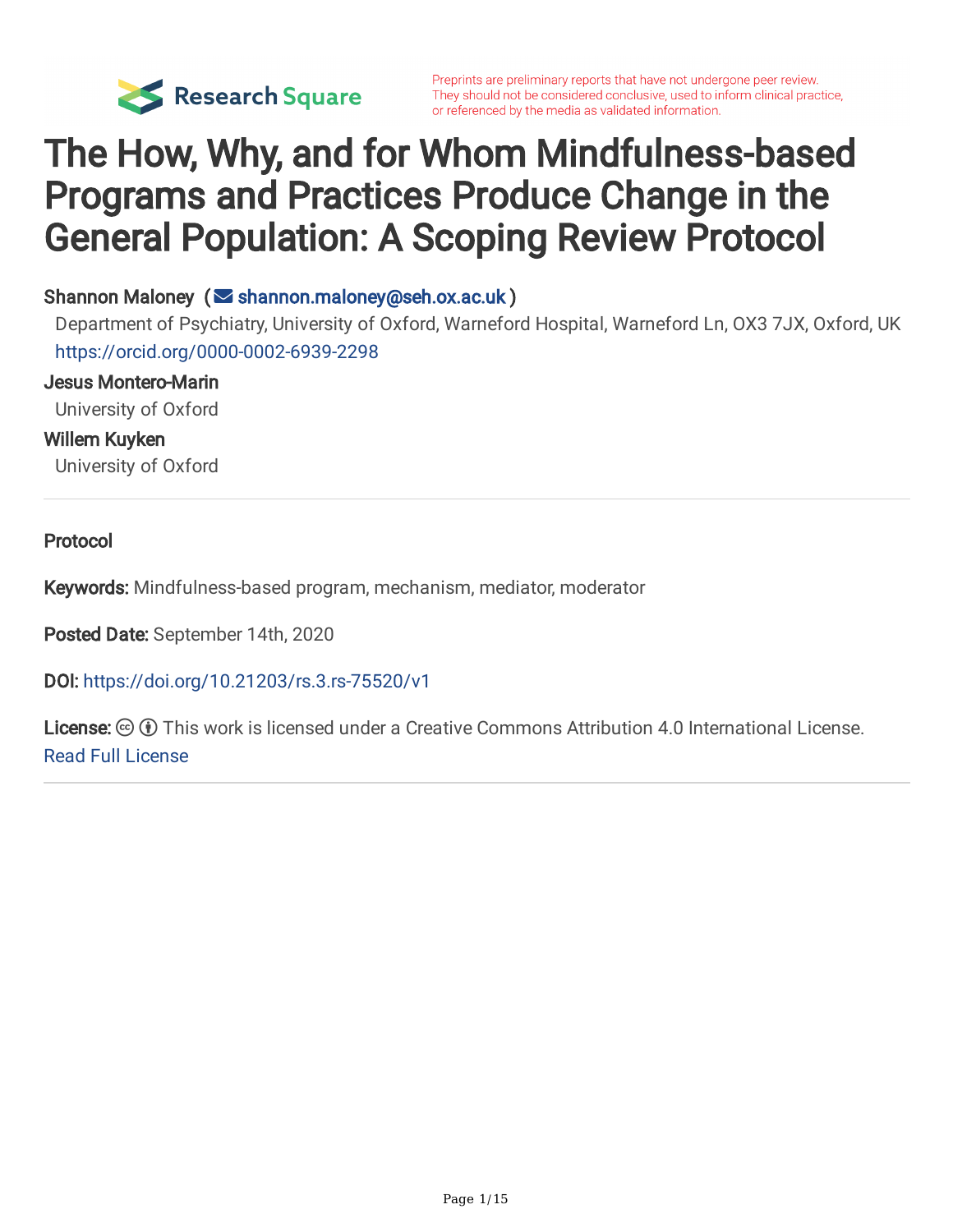Preprints are preliminary reports that have not undergone peer review. They should not be considered conclusive, used to inform clinical practice, or referenced by the media as validated information.

# The How, Why, and for Whom Mindfulness-based Programs and Practices Produce Change in the General Population: A Scoping Review Protocol

**Shannon Maloney** (shannon.maloney@seh.ox.ac.uk)
Department of Psychiatry, University of Oxford, Warneford Hospital, Warneford Ln, OX3 7JX, Oxford, UK
https://orcid.org/0000-0002-6939-2298

**Jesus Montero-Marin**
University of Oxford

**Willem Kuyken**
University of Oxford

---

**Protocol**

**Keywords:** Mindfulness-based program, mechanism, mediator, moderator

**Posted Date:** September 14th, 2020

**DOI:** https://doi.org/10.21203/rs.3.rs-75520/v1

**License:** This work is licensed under a Creative Commons Attribution 4.0 International License. Read Full License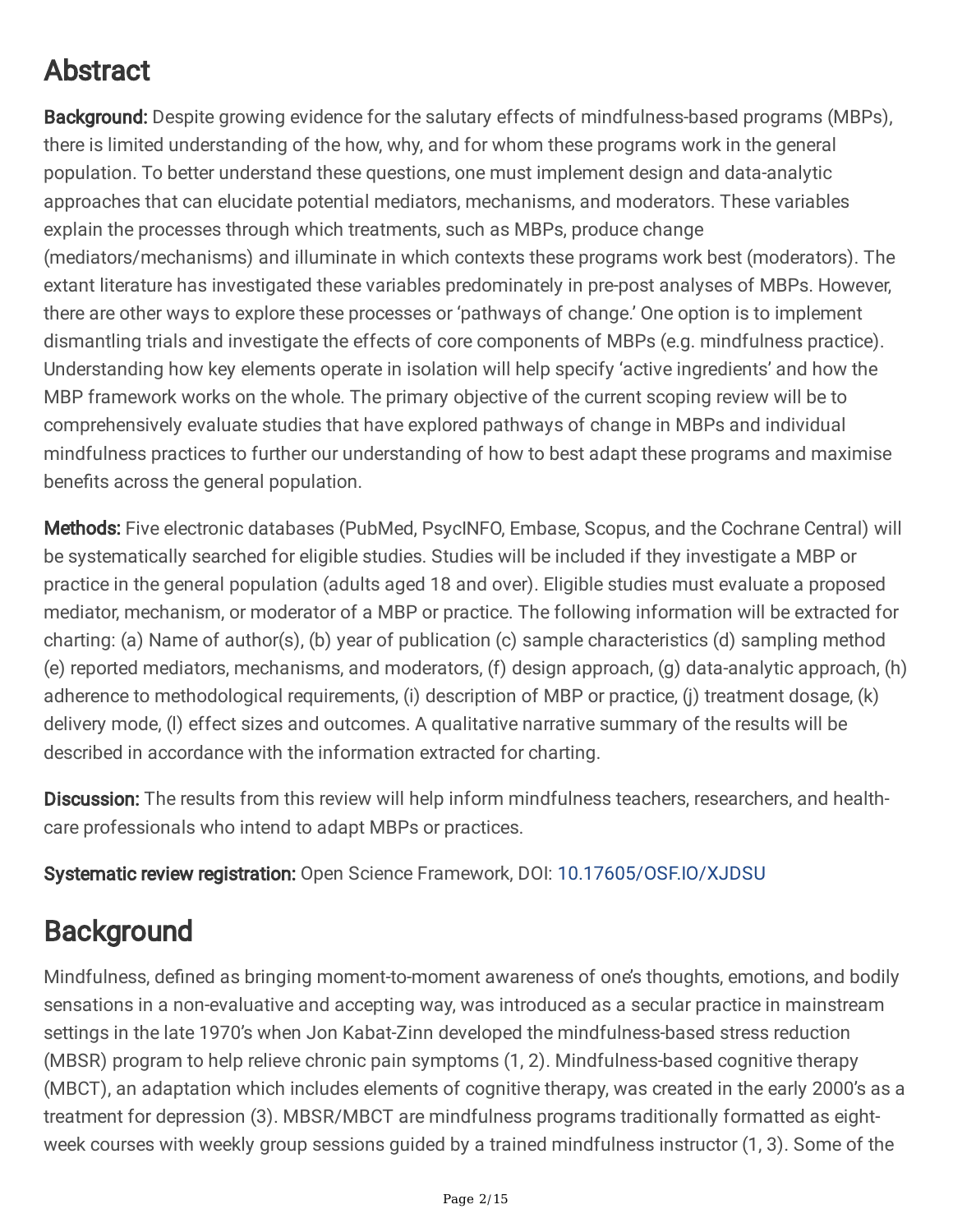## Abstract

**Background:** Despite growing evidence for the salutary effects of mindfulness-based programs (MBPs), there is limited understanding of the how, why, and for whom these programs work in the general population. To better understand these questions, one must implement design and data-analytic approaches that can elucidate potential mediators, mechanisms, and moderators. These variables explain the processes through which treatments, such as MBPs, produce change (mediators/mechanisms) and illuminate in which contexts these programs work best (moderators). The extant literature has investigated these variables predominately in pre-post analyses of MBPs. However, there are other ways to explore these processes or 'pathways of change.' One option is to implement dismantling trials and investigate the effects of core components of MBPs (e.g. mindfulness practice). Understanding how key elements operate in isolation will help specify 'active ingredients' and how the MBP framework works on the whole. The primary objective of the current scoping review will be to comprehensively evaluate studies that have explored pathways of change in MBPs and individual mindfulness practices to further our understanding of how to best adapt these programs and maximise benefits across the general population.

**Methods:** Five electronic databases (PubMed, PsycINFO, Embase, Scopus, and the Cochrane Central) will be systematically searched for eligible studies. Studies will be included if they investigate a MBP or practice in the general population (adults aged 18 and over). Eligible studies must evaluate a proposed mediator, mechanism, or moderator of a MBP or practice. The following information will be extracted for charting: (a) Name of author(s), (b) year of publication (c) sample characteristics (d) sampling method (e) reported mediators, mechanisms, and moderators, (f) design approach, (g) data-analytic approach, (h) adherence to methodological requirements, (i) description of MBP or practice, (j) treatment dosage, (k) delivery mode, (l) effect sizes and outcomes. A qualitative narrative summary of the results will be described in accordance with the information extracted for charting.

**Discussion:** The results from this review will help inform mindfulness teachers, researchers, and health-care professionals who intend to adapt MBPs or practices.

**Systematic review registration:** Open Science Framework, DOI: 10.17605/OSF.IO/XJDSU

## Background

Mindfulness, defined as bringing moment-to-moment awareness of one's thoughts, emotions, and bodily sensations in a non-evaluative and accepting way, was introduced as a secular practice in mainstream settings in the late 1970's when Jon Kabat-Zinn developed the mindfulness-based stress reduction (MBSR) program to help relieve chronic pain symptoms (1, 2). Mindfulness-based cognitive therapy (MBCT), an adaptation which includes elements of cognitive therapy, was created in the early 2000's as a treatment for depression (3). MBSR/MBCT are mindfulness programs traditionally formatted as eight-week courses with weekly group sessions guided by a trained mindfulness instructor (1, 3). Some of the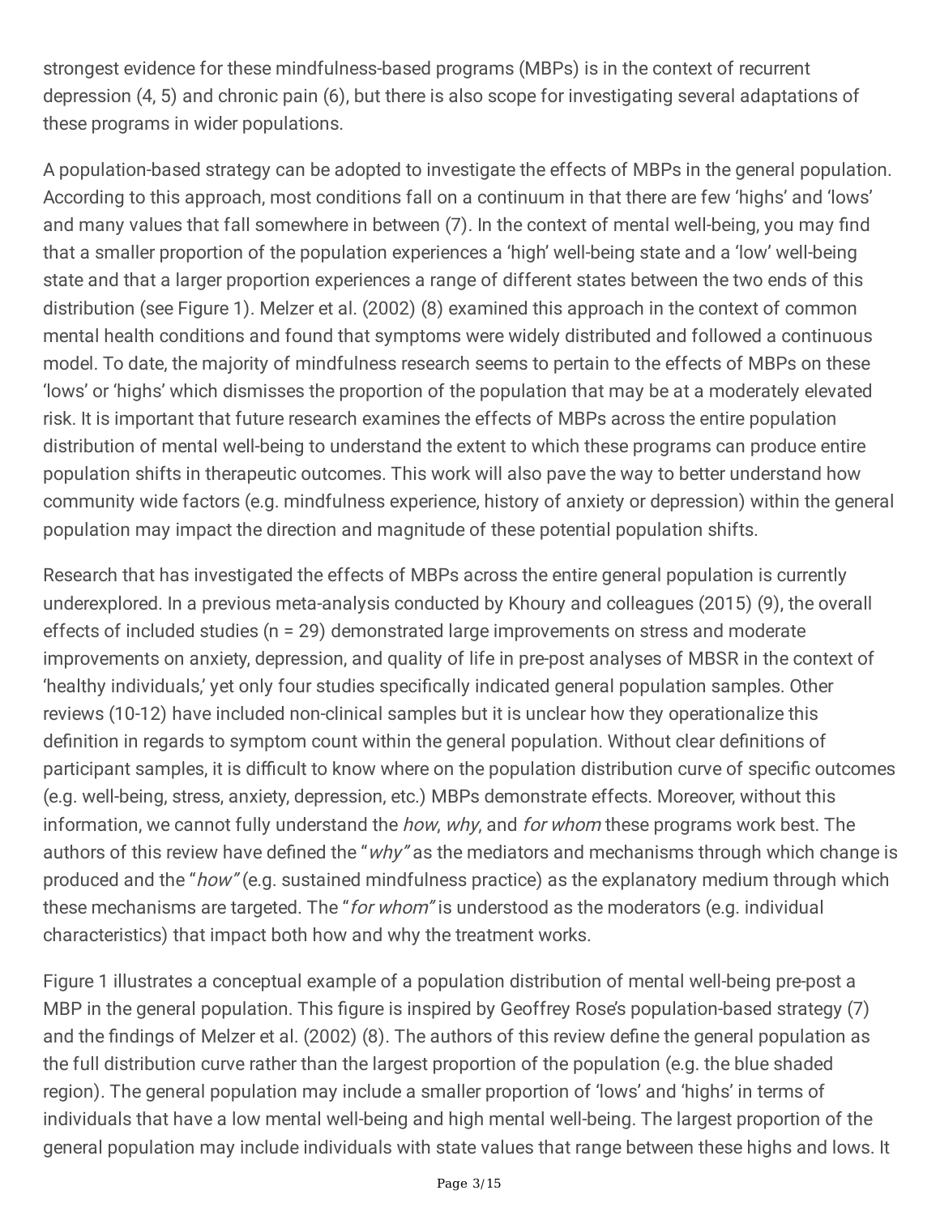strongest evidence for these mindfulness-based programs (MBPs) is in the context of recurrent depression (4, 5) and chronic pain (6), but there is also scope for investigating several adaptations of these programs in wider populations.

A population-based strategy can be adopted to investigate the effects of MBPs in the general population. According to this approach, most conditions fall on a continuum in that there are few 'highs' and 'lows' and many values that fall somewhere in between (7). In the context of mental well-being, you may find that a smaller proportion of the population experiences a 'high' well-being state and a 'low' well-being state and that a larger proportion experiences a range of different states between the two ends of this distribution (see Figure 1). Melzer et al. (2002) (8) examined this approach in the context of common mental health conditions and found that symptoms were widely distributed and followed a continuous model. To date, the majority of mindfulness research seems to pertain to the effects of MBPs on these 'lows' or 'highs' which dismisses the proportion of the population that may be at a moderately elevated risk. It is important that future research examines the effects of MBPs across the entire population distribution of mental well-being to understand the extent to which these programs can produce entire population shifts in therapeutic outcomes. This work will also pave the way to better understand how community wide factors (e.g. mindfulness experience, history of anxiety or depression) within the general population may impact the direction and magnitude of these potential population shifts.

Research that has investigated the effects of MBPs across the entire general population is currently underexplored. In a previous meta-analysis conducted by Khoury and colleagues (2015) (9), the overall effects of included studies (n = 29) demonstrated large improvements on stress and moderate improvements on anxiety, depression, and quality of life in pre-post analyses of MBSR in the context of 'healthy individuals,' yet only four studies specifically indicated general population samples. Other reviews (10-12) have included non-clinical samples but it is unclear how they operationalize this definition in regards to symptom count within the general population. Without clear definitions of participant samples, it is difficult to know where on the population distribution curve of specific outcomes (e.g. well-being, stress, anxiety, depression, etc.) MBPs demonstrate effects. Moreover, without this information, we cannot fully understand the *how*, *why*, and *for whom* these programs work best. The authors of this review have defined the "*why"* as the mediators and mechanisms through which change is produced and the "*how"* (e.g. sustained mindfulness practice) as the explanatory medium through which these mechanisms are targeted. The "*for whom"* is understood as the moderators (e.g. individual characteristics) that impact both how and why the treatment works.

Figure 1 illustrates a conceptual example of a population distribution of mental well-being pre-post a MBP in the general population. This figure is inspired by Geoffrey Rose's population-based strategy (7) and the findings of Melzer et al. (2002) (8). The authors of this review define the general population as the full distribution curve rather than the largest proportion of the population (e.g. the blue shaded region). The general population may include a smaller proportion of 'lows' and 'highs' in terms of individuals that have a low mental well-being and high mental well-being. The largest proportion of the general population may include individuals with state values that range between these highs and lows. It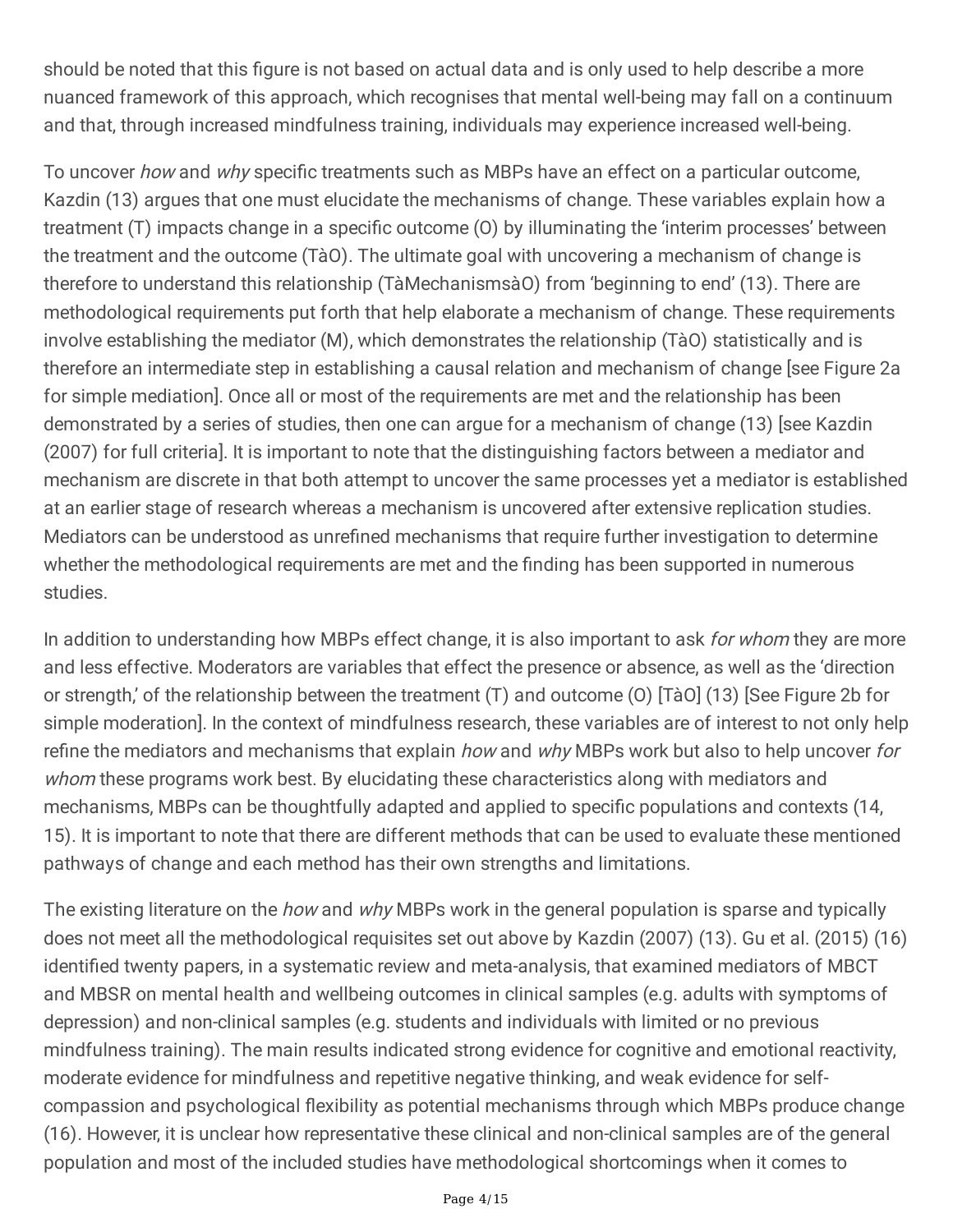should be noted that this figure is not based on actual data and is only used to help describe a more nuanced framework of this approach, which recognises that mental well-being may fall on a continuum and that, through increased mindfulness training, individuals may experience increased well-being.

To uncover *how* and *why* specific treatments such as MBPs have an effect on a particular outcome, Kazdin (13) argues that one must elucidate the mechanisms of change. These variables explain how a treatment (T) impacts change in a specific outcome (O) by illuminating the 'interim processes' between the treatment and the outcome (TàO). The ultimate goal with uncovering a mechanism of change is therefore to understand this relationship (TàMechanismsàO) from 'beginning to end' (13). There are methodological requirements put forth that help elaborate a mechanism of change. These requirements involve establishing the mediator (M), which demonstrates the relationship (TàO) statistically and is therefore an intermediate step in establishing a causal relation and mechanism of change [see Figure 2a for simple mediation]. Once all or most of the requirements are met and the relationship has been demonstrated by a series of studies, then one can argue for a mechanism of change (13) [see Kazdin (2007) for full criteria]. It is important to note that the distinguishing factors between a mediator and mechanism are discrete in that both attempt to uncover the same processes yet a mediator is established at an earlier stage of research whereas a mechanism is uncovered after extensive replication studies. Mediators can be understood as unrefined mechanisms that require further investigation to determine whether the methodological requirements are met and the finding has been supported in numerous studies.

In addition to understanding how MBPs effect change, it is also important to ask *for whom* they are more and less effective. Moderators are variables that effect the presence or absence, as well as the 'direction or strength,' of the relationship between the treatment (T) and outcome (O) [TàO] (13) [See Figure 2b for simple moderation]. In the context of mindfulness research, these variables are of interest to not only help refine the mediators and mechanisms that explain *how* and *why* MBPs work but also to help uncover *for whom* these programs work best. By elucidating these characteristics along with mediators and mechanisms, MBPs can be thoughtfully adapted and applied to specific populations and contexts (14, 15). It is important to note that there are different methods that can be used to evaluate these mentioned pathways of change and each method has their own strengths and limitations.

The existing literature on the *how* and *why* MBPs work in the general population is sparse and typically does not meet all the methodological requisites set out above by Kazdin (2007) (13). Gu et al. (2015) (16) identified twenty papers, in a systematic review and meta-analysis, that examined mediators of MBCT and MBSR on mental health and wellbeing outcomes in clinical samples (e.g. adults with symptoms of depression) and non-clinical samples (e.g. students and individuals with limited or no previous mindfulness training). The main results indicated strong evidence for cognitive and emotional reactivity, moderate evidence for mindfulness and repetitive negative thinking, and weak evidence for self-compassion and psychological flexibility as potential mechanisms through which MBPs produce change (16). However, it is unclear how representative these clinical and non-clinical samples are of the general population and most of the included studies have methodological shortcomings when it comes to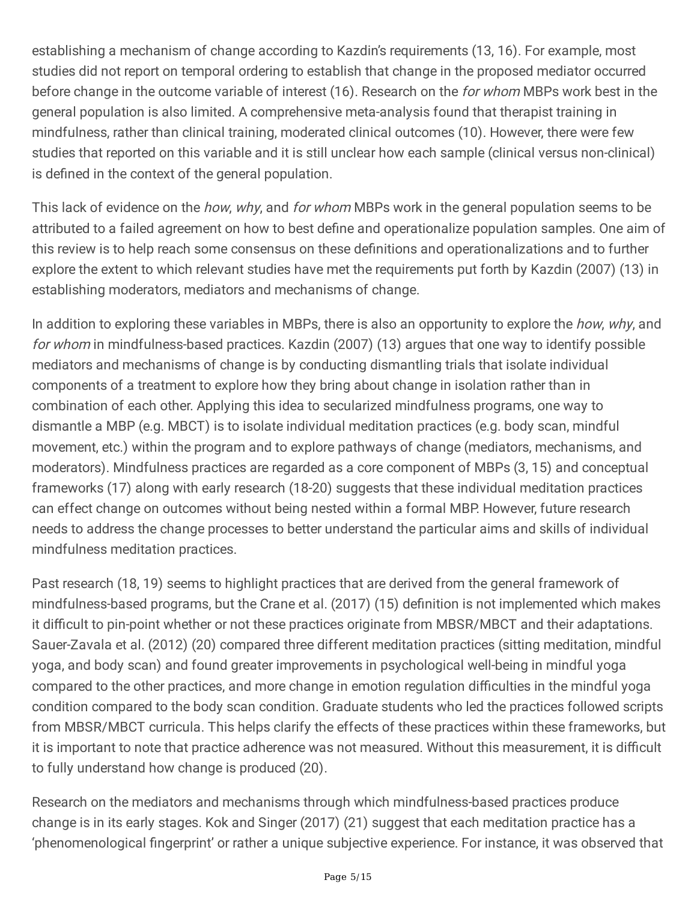establishing a mechanism of change according to Kazdin's requirements (13, 16). For example, most studies did not report on temporal ordering to establish that change in the proposed mediator occurred before change in the outcome variable of interest (16). Research on the *for whom* MBPs work best in the general population is also limited. A comprehensive meta-analysis found that therapist training in mindfulness, rather than clinical training, moderated clinical outcomes (10). However, there were few studies that reported on this variable and it is still unclear how each sample (clinical versus non-clinical) is defined in the context of the general population.

This lack of evidence on the *how*, *why*, and *for whom* MBPs work in the general population seems to be attributed to a failed agreement on how to best define and operationalize population samples. One aim of this review is to help reach some consensus on these definitions and operationalizations and to further explore the extent to which relevant studies have met the requirements put forth by Kazdin (2007) (13) in establishing moderators, mediators and mechanisms of change.

In addition to exploring these variables in MBPs, there is also an opportunity to explore the *how*, *why*, and *for whom* in mindfulness-based practices. Kazdin (2007) (13) argues that one way to identify possible mediators and mechanisms of change is by conducting dismantling trials that isolate individual components of a treatment to explore how they bring about change in isolation rather than in combination of each other. Applying this idea to secularized mindfulness programs, one way to dismantle a MBP (e.g. MBCT) is to isolate individual meditation practices (e.g. body scan, mindful movement, etc.) within the program and to explore pathways of change (mediators, mechanisms, and moderators). Mindfulness practices are regarded as a core component of MBPs (3, 15) and conceptual frameworks (17) along with early research (18-20) suggests that these individual meditation practices can effect change on outcomes without being nested within a formal MBP. However, future research needs to address the change processes to better understand the particular aims and skills of individual mindfulness meditation practices.

Past research (18, 19) seems to highlight practices that are derived from the general framework of mindfulness-based programs, but the Crane et al. (2017) (15) definition is not implemented which makes it difficult to pin-point whether or not these practices originate from MBSR/MBCT and their adaptations. Sauer-Zavala et al. (2012) (20) compared three different meditation practices (sitting meditation, mindful yoga, and body scan) and found greater improvements in psychological well-being in mindful yoga compared to the other practices, and more change in emotion regulation difficulties in the mindful yoga condition compared to the body scan condition. Graduate students who led the practices followed scripts from MBSR/MBCT curricula. This helps clarify the effects of these practices within these frameworks, but it is important to note that practice adherence was not measured. Without this measurement, it is difficult to fully understand how change is produced (20).

Research on the mediators and mechanisms through which mindfulness-based practices produce change is in its early stages. Kok and Singer (2017) (21) suggest that each meditation practice has a 'phenomenological fingerprint' or rather a unique subjective experience. For instance, it was observed that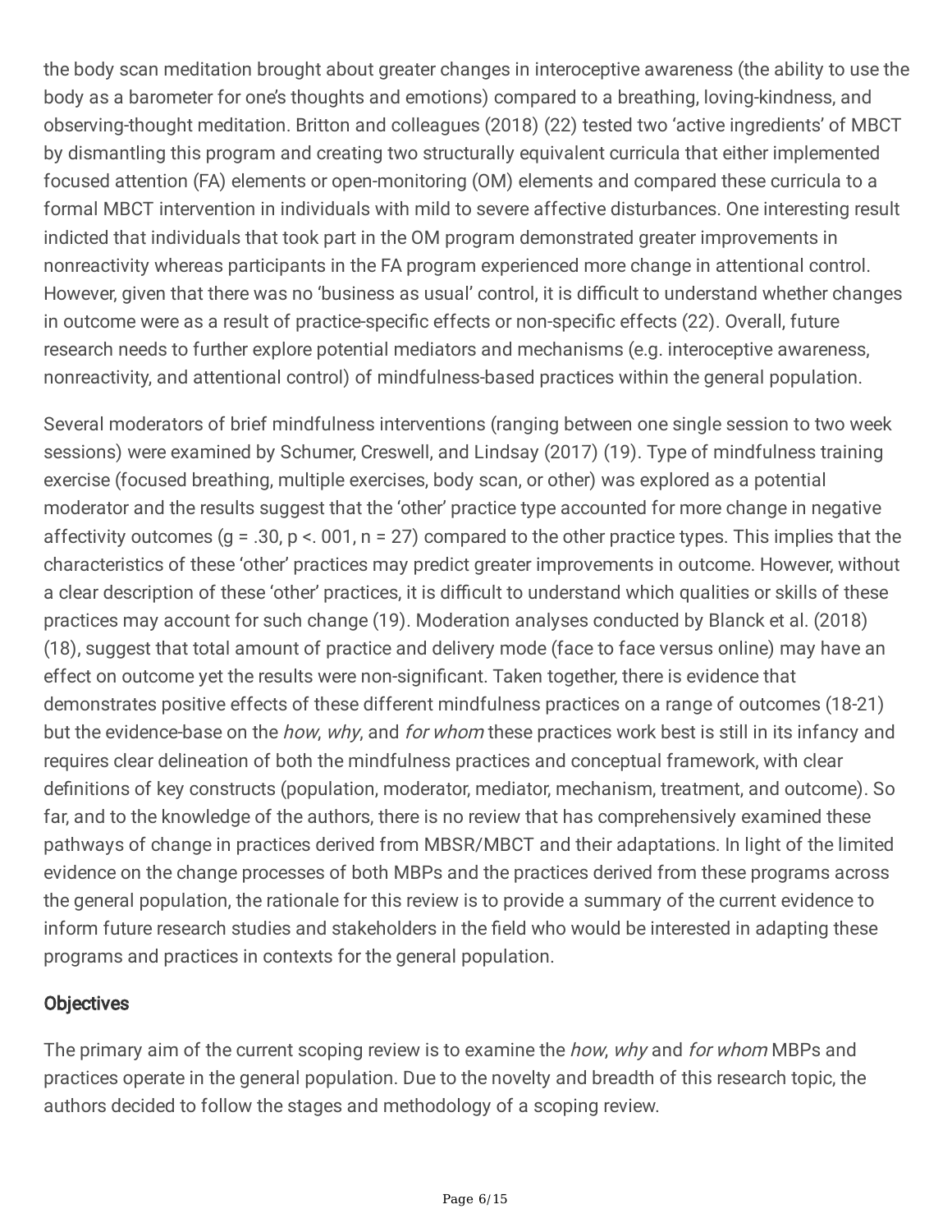the body scan meditation brought about greater changes in interoceptive awareness (the ability to use the body as a barometer for one's thoughts and emotions) compared to a breathing, loving-kindness, and observing-thought meditation. Britton and colleagues (2018) (22) tested two 'active ingredients' of MBCT by dismantling this program and creating two structurally equivalent curricula that either implemented focused attention (FA) elements or open-monitoring (OM) elements and compared these curricula to a formal MBCT intervention in individuals with mild to severe affective disturbances. One interesting result indicted that individuals that took part in the OM program demonstrated greater improvements in nonreactivity whereas participants in the FA program experienced more change in attentional control. However, given that there was no 'business as usual' control, it is difficult to understand whether changes in outcome were as a result of practice-specific effects or non-specific effects (22). Overall, future research needs to further explore potential mediators and mechanisms (e.g. interoceptive awareness, nonreactivity, and attentional control) of mindfulness-based practices within the general population.

Several moderators of brief mindfulness interventions (ranging between one single session to two week sessions) were examined by Schumer, Creswell, and Lindsay (2017) (19). Type of mindfulness training exercise (focused breathing, multiple exercises, body scan, or other) was explored as a potential moderator and the results suggest that the 'other' practice type accounted for more change in negative affectivity outcomes ($g = .30$, $p <. 001$, $n = 27$) compared to the other practice types. This implies that the characteristics of these 'other' practices may predict greater improvements in outcome. However, without a clear description of these 'other' practices, it is difficult to understand which qualities or skills of these practices may account for such change (19). Moderation analyses conducted by Blanck et al. (2018) (18), suggest that total amount of practice and delivery mode (face to face versus online) may have an effect on outcome yet the results were non-significant. Taken together, there is evidence that demonstrates positive effects of these different mindfulness practices on a range of outcomes (18-21) but the evidence-base on the *how*, *why*, and *for whom* these practices work best is still in its infancy and requires clear delineation of both the mindfulness practices and conceptual framework, with clear definitions of key constructs (population, moderator, mediator, mechanism, treatment, and outcome). So far, and to the knowledge of the authors, there is no review that has comprehensively examined these pathways of change in practices derived from MBSR/MBCT and their adaptations. In light of the limited evidence on the change processes of both MBPs and the practices derived from these programs across the general population, the rationale for this review is to provide a summary of the current evidence to inform future research studies and stakeholders in the field who would be interested in adapting these programs and practices in contexts for the general population.

## Objectives

The primary aim of the current scoping review is to examine the *how*, *why* and *for whom* MBPs and practices operate in the general population. Due to the novelty and breadth of this research topic, the authors decided to follow the stages and methodology of a scoping review.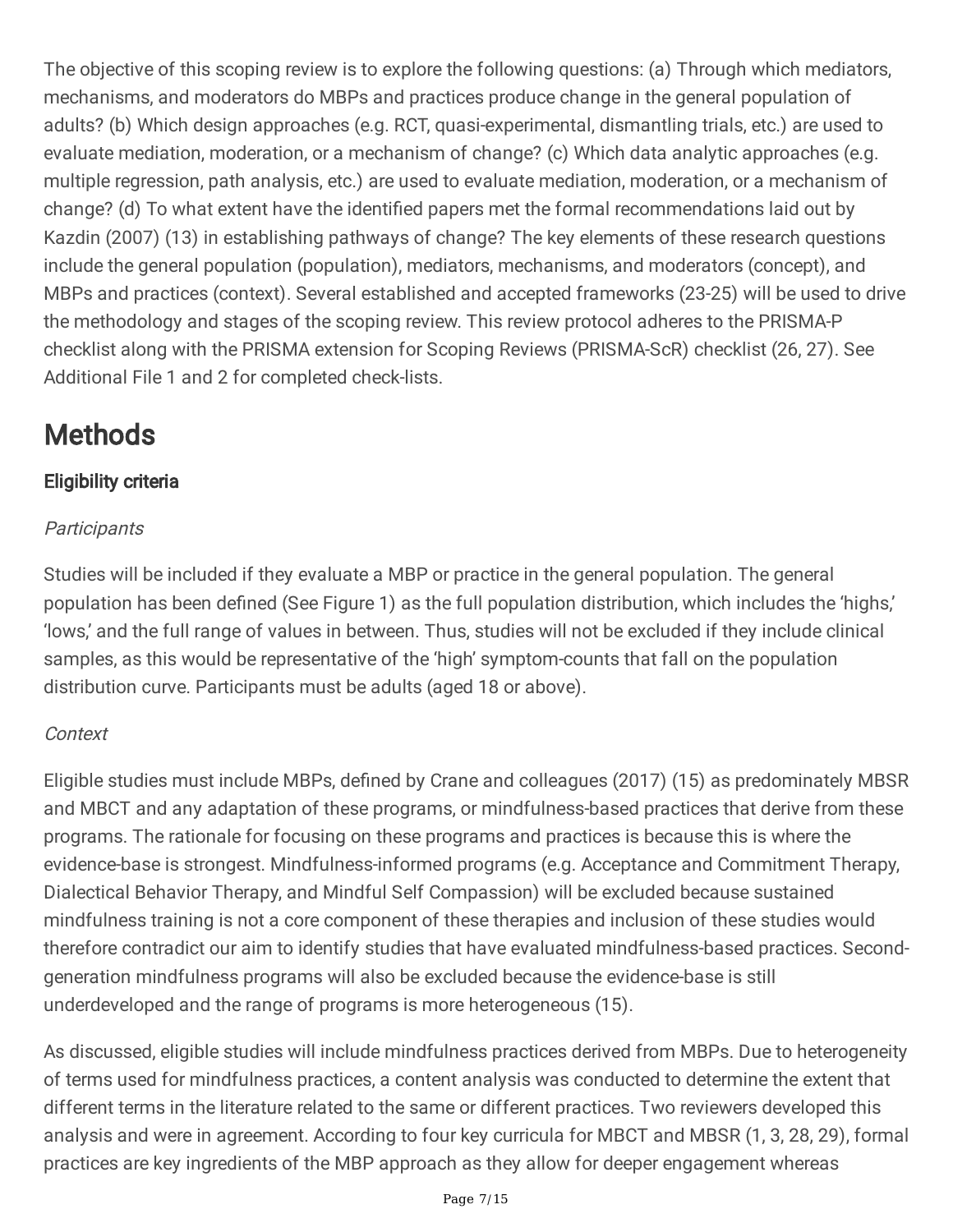The objective of this scoping review is to explore the following questions: (a) Through which mediators, mechanisms, and moderators do MBPs and practices produce change in the general population of adults? (b) Which design approaches (e.g. RCT, quasi-experimental, dismantling trials, etc.) are used to evaluate mediation, moderation, or a mechanism of change? (c) Which data analytic approaches (e.g. multiple regression, path analysis, etc.) are used to evaluate mediation, moderation, or a mechanism of change? (d) To what extent have the identified papers met the formal recommendations laid out by Kazdin (2007) (13) in establishing pathways of change? The key elements of these research questions include the general population (population), mediators, mechanisms, and moderators (concept), and MBPs and practices (context). Several established and accepted frameworks (23-25) will be used to drive the methodology and stages of the scoping review. This review protocol adheres to the PRISMA-P checklist along with the PRISMA extension for Scoping Reviews (PRISMA-ScR) checklist (26, 27). See Additional File 1 and 2 for completed check-lists.

# Methods

## Eligibility criteria

### *Participants*

Studies will be included if they evaluate a MBP or practice in the general population. The general population has been defined (See Figure 1) as the full population distribution, which includes the 'highs,' 'lows,' and the full range of values in between. Thus, studies will not be excluded if they include clinical samples, as this would be representative of the 'high' symptom-counts that fall on the population distribution curve. Participants must be adults (aged 18 or above).

### *Context*

Eligible studies must include MBPs, defined by Crane and colleagues (2017) (15) as predominately MBSR and MBCT and any adaptation of these programs, or mindfulness-based practices that derive from these programs. The rationale for focusing on these programs and practices is because this is where the evidence-base is strongest. Mindfulness-informed programs (e.g. Acceptance and Commitment Therapy, Dialectical Behavior Therapy, and Mindful Self Compassion) will be excluded because sustained mindfulness training is not a core component of these therapies and inclusion of these studies would therefore contradict our aim to identify studies that have evaluated mindfulness-based practices. Second-generation mindfulness programs will also be excluded because the evidence-base is still underdeveloped and the range of programs is more heterogeneous (15).

As discussed, eligible studies will include mindfulness practices derived from MBPs. Due to heterogeneity of terms used for mindfulness practices, a content analysis was conducted to determine the extent that different terms in the literature related to the same or different practices. Two reviewers developed this analysis and were in agreement. According to four key curricula for MBCT and MBSR (1, 3, 28, 29), formal practices are key ingredients of the MBP approach as they allow for deeper engagement whereas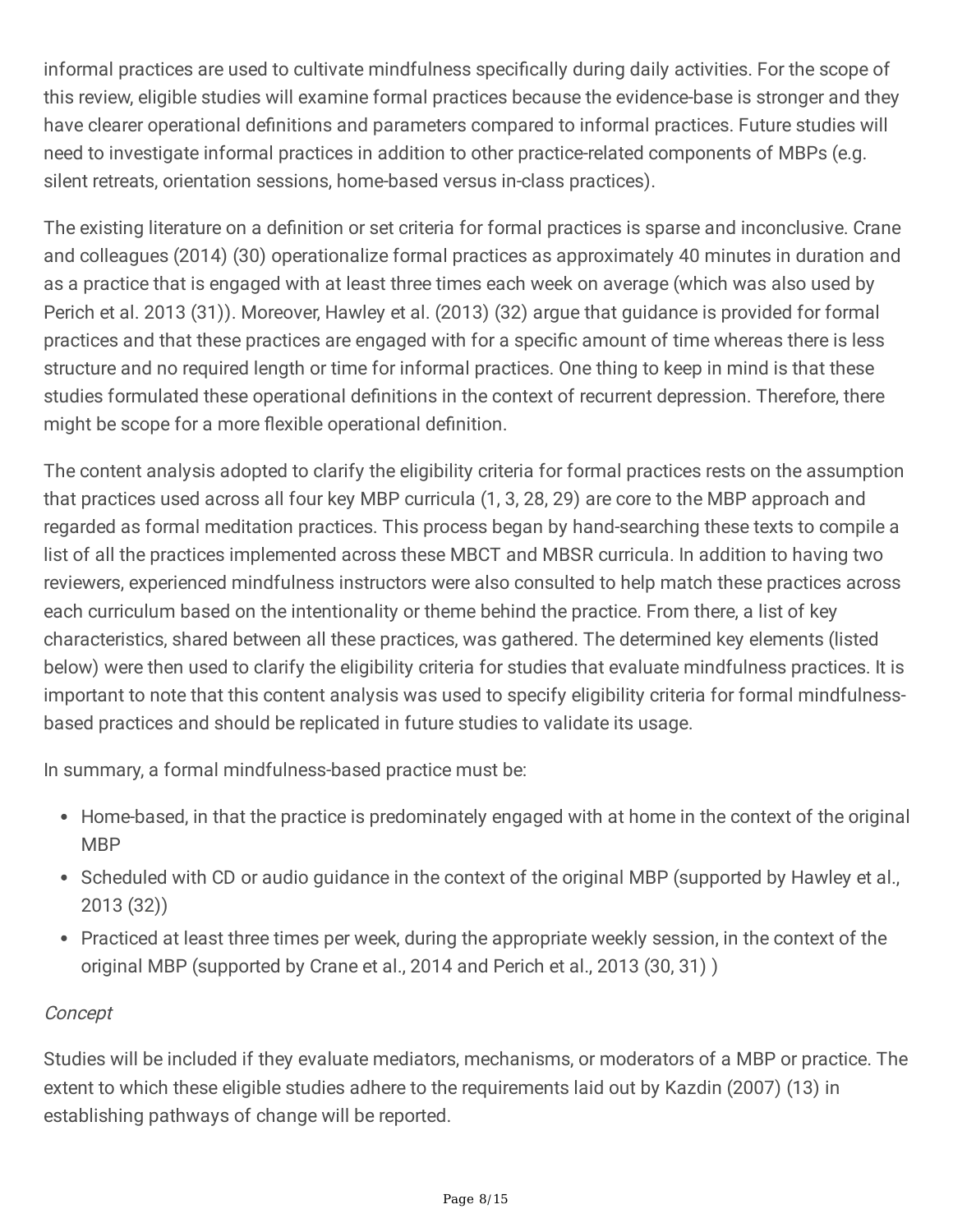informal practices are used to cultivate mindfulness specifically during daily activities. For the scope of this review, eligible studies will examine formal practices because the evidence-base is stronger and they have clearer operational definitions and parameters compared to informal practices. Future studies will need to investigate informal practices in addition to other practice-related components of MBPs (e.g. silent retreats, orientation sessions, home-based versus in-class practices).

The existing literature on a definition or set criteria for formal practices is sparse and inconclusive. Crane and colleagues (2014) (30) operationalize formal practices as approximately 40 minutes in duration and as a practice that is engaged with at least three times each week on average (which was also used by Perich et al. 2013 (31)). Moreover, Hawley et al. (2013) (32) argue that guidance is provided for formal practices and that these practices are engaged with for a specific amount of time whereas there is less structure and no required length or time for informal practices. One thing to keep in mind is that these studies formulated these operational definitions in the context of recurrent depression. Therefore, there might be scope for a more flexible operational definition.

The content analysis adopted to clarify the eligibility criteria for formal practices rests on the assumption that practices used across all four key MBP curricula (1, 3, 28, 29) are core to the MBP approach and regarded as formal meditation practices. This process began by hand-searching these texts to compile a list of all the practices implemented across these MBCT and MBSR curricula. In addition to having two reviewers, experienced mindfulness instructors were also consulted to help match these practices across each curriculum based on the intentionality or theme behind the practice. From there, a list of key characteristics, shared between all these practices, was gathered. The determined key elements (listed below) were then used to clarify the eligibility criteria for studies that evaluate mindfulness practices. It is important to note that this content analysis was used to specify eligibility criteria for formal mindfulness-based practices and should be replicated in future studies to validate its usage.

In summary, a formal mindfulness-based practice must be:

- Home-based, in that the practice is predominately engaged with at home in the context of the original MBP
- Scheduled with CD or audio guidance in the context of the original MBP (supported by Hawley et al., 2013 (32))
- Practiced at least three times per week, during the appropriate weekly session, in the context of the original MBP (supported by Crane et al., 2014 and Perich et al., 2013 (30, 31) )

*Concept*

Studies will be included if they evaluate mediators, mechanisms, or moderators of a MBP or practice. The extent to which these eligible studies adhere to the requirements laid out by Kazdin (2007) (13) in establishing pathways of change will be reported.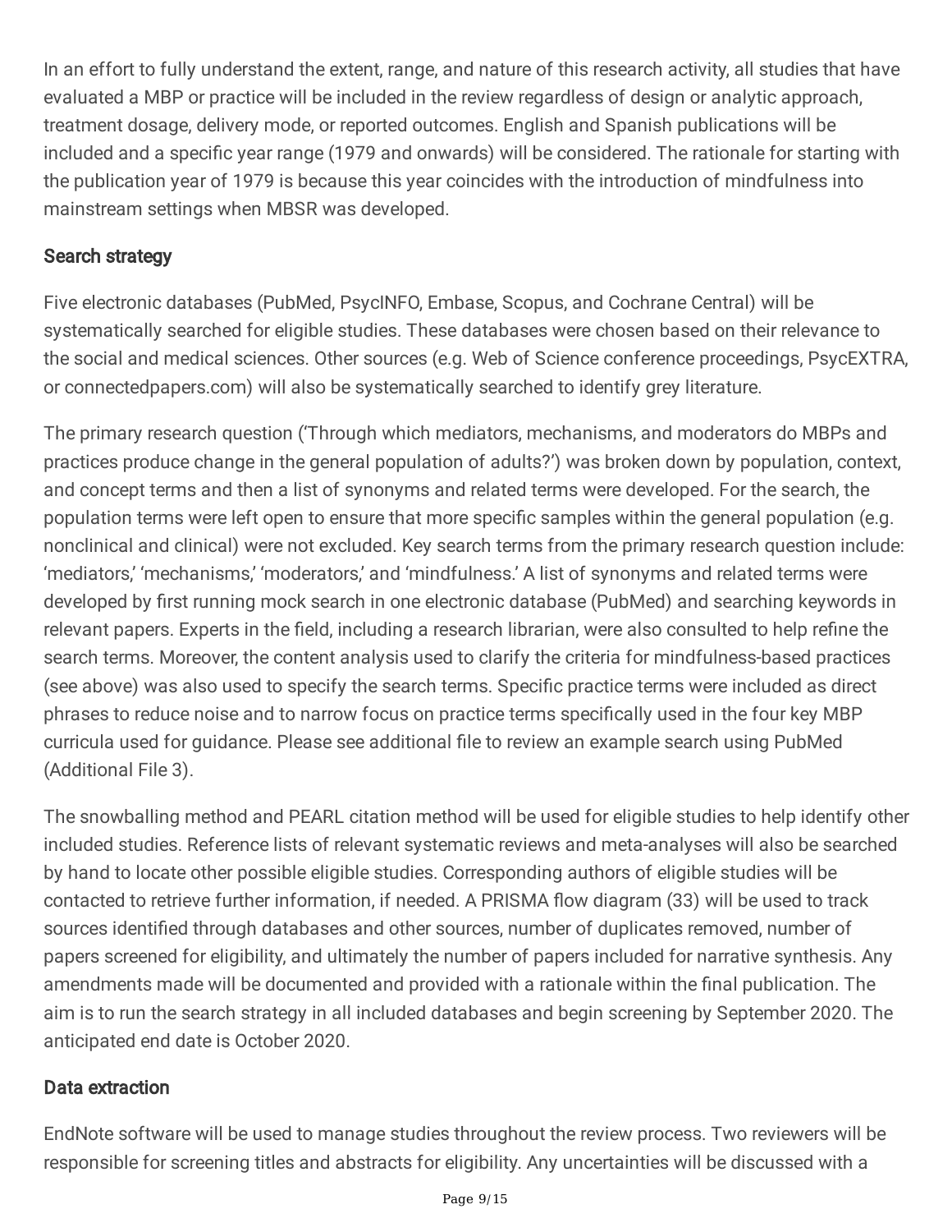In an effort to fully understand the extent, range, and nature of this research activity, all studies that have evaluated a MBP or practice will be included in the review regardless of design or analytic approach, treatment dosage, delivery mode, or reported outcomes. English and Spanish publications will be included and a specific year range (1979 and onwards) will be considered. The rationale for starting with the publication year of 1979 is because this year coincides with the introduction of mindfulness into mainstream settings when MBSR was developed.

### Search strategy

Five electronic databases (PubMed, PsycINFO, Embase, Scopus, and Cochrane Central) will be systematically searched for eligible studies. These databases were chosen based on their relevance to the social and medical sciences. Other sources (e.g. Web of Science conference proceedings, PsycEXTRA, or connectedpapers.com) will also be systematically searched to identify grey literature.

The primary research question ('Through which mediators, mechanisms, and moderators do MBPs and practices produce change in the general population of adults?') was broken down by population, context, and concept terms and then a list of synonyms and related terms were developed. For the search, the population terms were left open to ensure that more specific samples within the general population (e.g. nonclinical and clinical) were not excluded. Key search terms from the primary research question include: 'mediators,' 'mechanisms,' 'moderators,' and 'mindfulness.' A list of synonyms and related terms were developed by first running mock search in one electronic database (PubMed) and searching keywords in relevant papers. Experts in the field, including a research librarian, were also consulted to help refine the search terms. Moreover, the content analysis used to clarify the criteria for mindfulness-based practices (see above) was also used to specify the search terms. Specific practice terms were included as direct phrases to reduce noise and to narrow focus on practice terms specifically used in the four key MBP curricula used for guidance. Please see additional file to review an example search using PubMed (Additional File 3).

The snowballing method and PEARL citation method will be used for eligible studies to help identify other included studies. Reference lists of relevant systematic reviews and meta-analyses will also be searched by hand to locate other possible eligible studies. Corresponding authors of eligible studies will be contacted to retrieve further information, if needed. A PRISMA flow diagram (33) will be used to track sources identified through databases and other sources, number of duplicates removed, number of papers screened for eligibility, and ultimately the number of papers included for narrative synthesis. Any amendments made will be documented and provided with a rationale within the final publication. The aim is to run the search strategy in all included databases and begin screening by September 2020. The anticipated end date is October 2020.

### Data extraction

EndNote software will be used to manage studies throughout the review process. Two reviewers will be responsible for screening titles and abstracts for eligibility. Any uncertainties will be discussed with a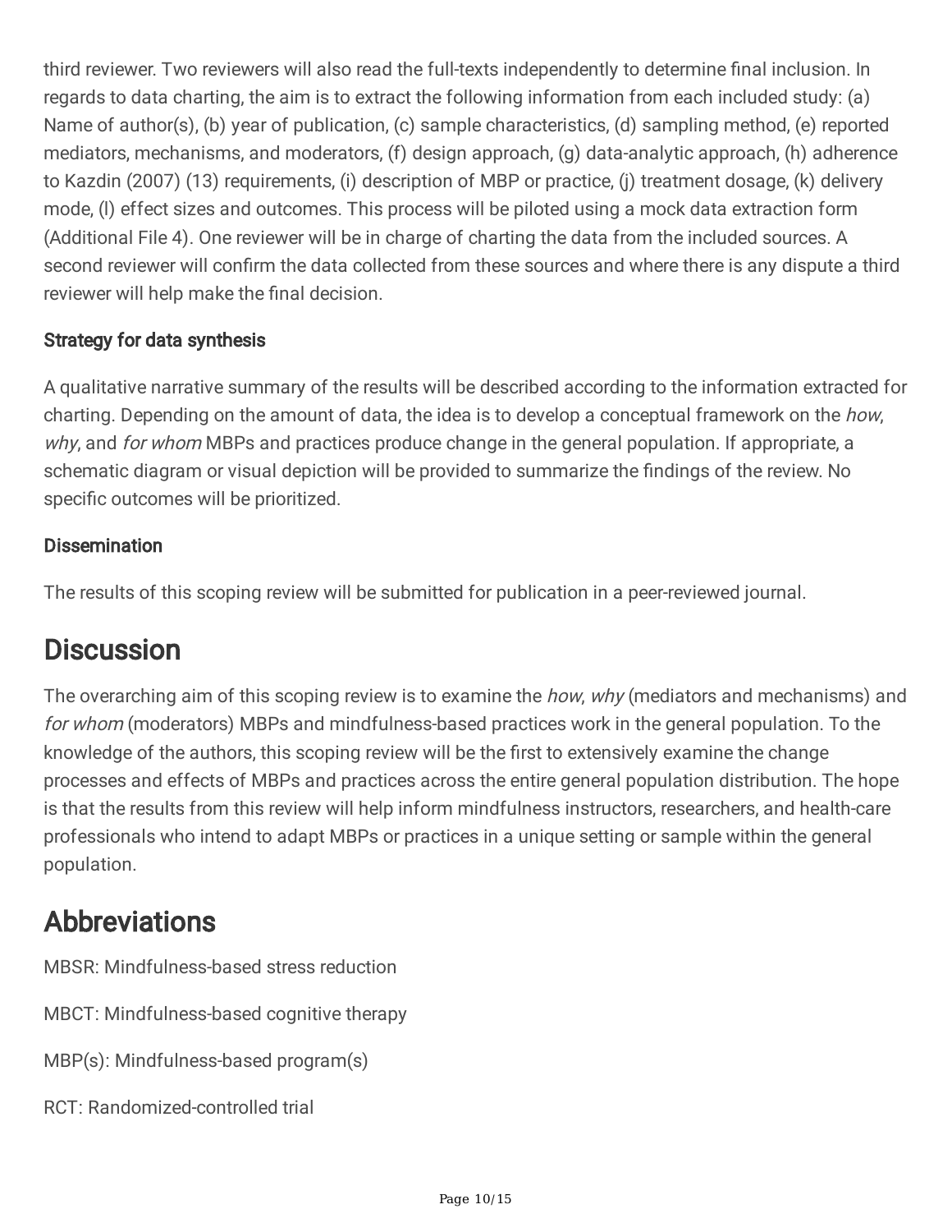third reviewer. Two reviewers will also read the full-texts independently to determine final inclusion. In regards to data charting, the aim is to extract the following information from each included study: (a) Name of author(s), (b) year of publication, (c) sample characteristics, (d) sampling method, (e) reported mediators, mechanisms, and moderators, (f) design approach, (g) data-analytic approach, (h) adherence to Kazdin (2007) (13) requirements, (i) description of MBP or practice, (j) treatment dosage, (k) delivery mode, (l) effect sizes and outcomes. This process will be piloted using a mock data extraction form (Additional File 4). One reviewer will be in charge of charting the data from the included sources. A second reviewer will confirm the data collected from these sources and where there is any dispute a third reviewer will help make the final decision.

### Strategy for data synthesis

A qualitative narrative summary of the results will be described according to the information extracted for charting. Depending on the amount of data, the idea is to develop a conceptual framework on the *how*, *why*, and *for whom* MBPs and practices produce change in the general population. If appropriate, a schematic diagram or visual depiction will be provided to summarize the findings of the review. No specific outcomes will be prioritized.

### Dissemination

The results of this scoping review will be submitted for publication in a peer-reviewed journal.

## Discussion

The overarching aim of this scoping review is to examine the *how*, *why* (mediators and mechanisms) and *for whom* (moderators) MBPs and mindfulness-based practices work in the general population. To the knowledge of the authors, this scoping review will be the first to extensively examine the change processes and effects of MBPs and practices across the entire general population distribution. The hope is that the results from this review will help inform mindfulness instructors, researchers, and health-care professionals who intend to adapt MBPs or practices in a unique setting or sample within the general population.

## Abbreviations

MBSR: Mindfulness-based stress reduction

MBCT: Mindfulness-based cognitive therapy

MBP(s): Mindfulness-based program(s)

RCT: Randomized-controlled trial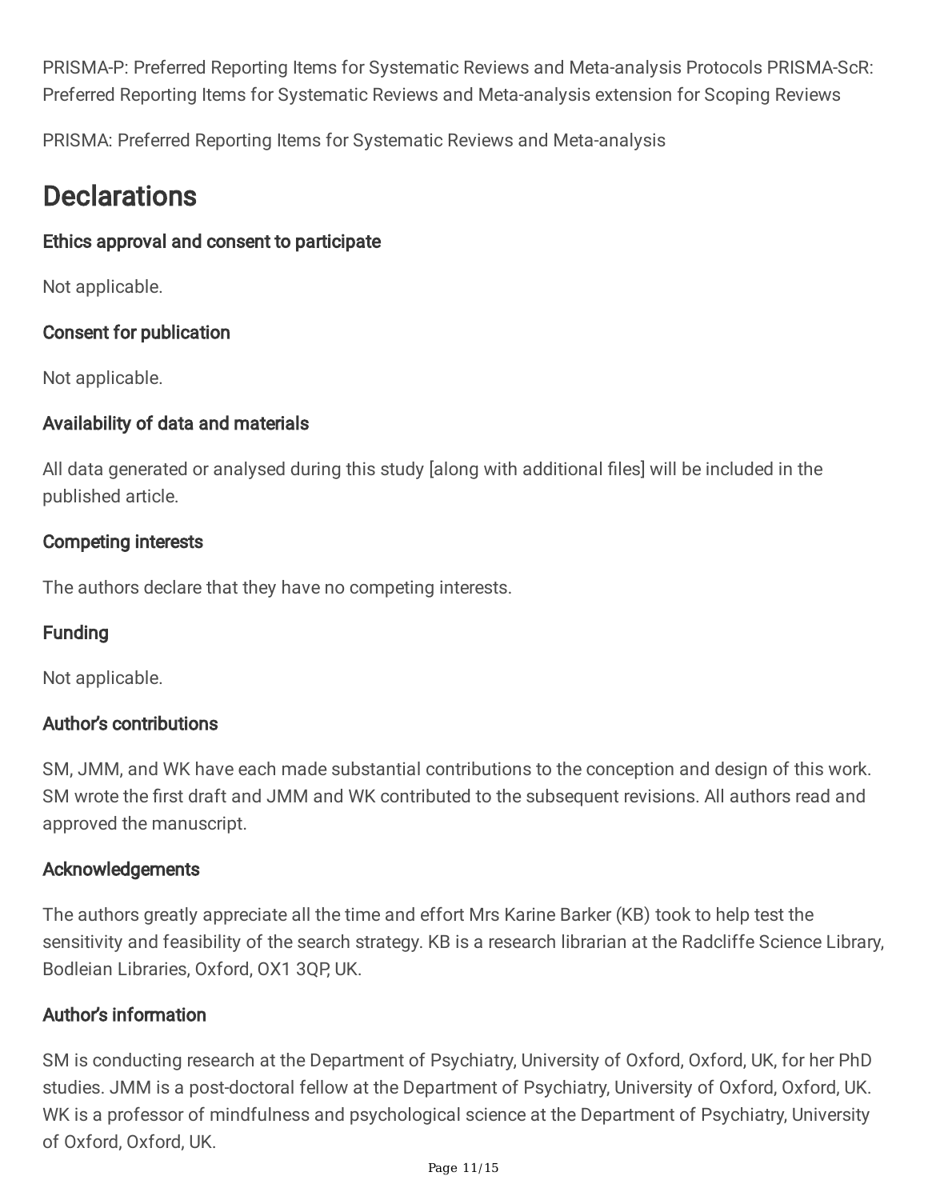PRISMA-P: Preferred Reporting Items for Systematic Reviews and Meta-analysis Protocols PRISMA-ScR: Preferred Reporting Items for Systematic Reviews and Meta-analysis extension for Scoping Reviews

PRISMA: Preferred Reporting Items for Systematic Reviews and Meta-analysis

# Declarations

### Ethics approval and consent to participate

Not applicable.

### Consent for publication

Not applicable.

### Availability of data and materials

All data generated or analysed during this study [along with additional files] will be included in the published article.

### Competing interests

The authors declare that they have no competing interests.

### Funding

Not applicable.

### Author's contributions

SM, JMM, and WK have each made substantial contributions to the conception and design of this work. SM wrote the first draft and JMM and WK contributed to the subsequent revisions. All authors read and approved the manuscript.

### Acknowledgements

The authors greatly appreciate all the time and effort Mrs Karine Barker (KB) took to help test the sensitivity and feasibility of the search strategy. KB is a research librarian at the Radcliffe Science Library, Bodleian Libraries, Oxford, OX1 3QP, UK.

### Author's information

SM is conducting research at the Department of Psychiatry, University of Oxford, Oxford, UK, for her PhD studies. JMM is a post-doctoral fellow at the Department of Psychiatry, University of Oxford, Oxford, UK. WK is a professor of mindfulness and psychological science at the Department of Psychiatry, University of Oxford, Oxford, UK.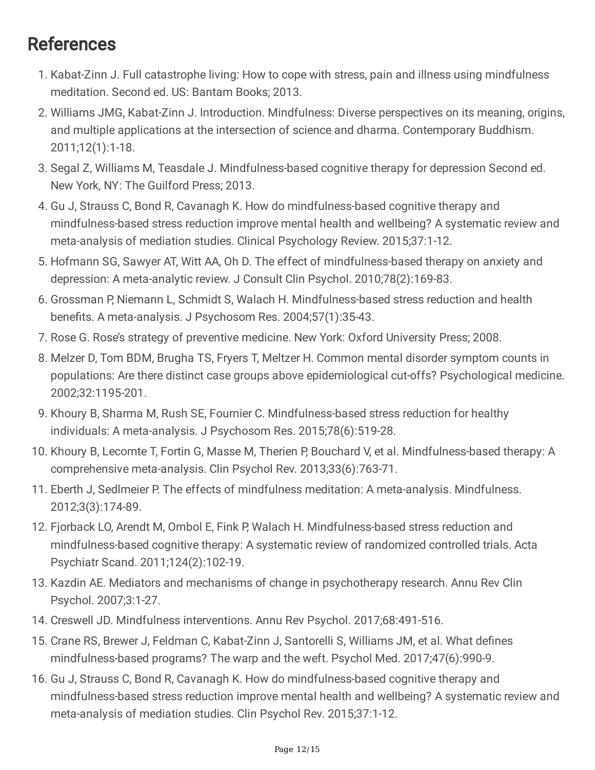## References

1. Kabat-Zinn J. Full catastrophe living: How to cope with stress, pain and illness using mindfulness meditation. Second ed. US: Bantam Books; 2013.
2. Williams JMG, Kabat-Zinn J. Introduction. Mindfulness: Diverse perspectives on its meaning, origins, and multiple applications at the intersection of science and dharma. Contemporary Buddhism. 2011;12(1):1-18.
3. Segal Z, Williams M, Teasdale J. Mindfulness-based cognitive therapy for depression Second ed. New York, NY: The Guilford Press; 2013.
4. Gu J, Strauss C, Bond R, Cavanagh K. How do mindfulness-based cognitive therapy and mindfulness-based stress reduction improve mental health and wellbeing? A systematic review and meta-analysis of mediation studies. Clinical Psychology Review. 2015;37:1-12.
5. Hofmann SG, Sawyer AT, Witt AA, Oh D. The effect of mindfulness-based therapy on anxiety and depression: A meta-analytic review. J Consult Clin Psychol. 2010;78(2):169-83.
6. Grossman P, Niemann L, Schmidt S, Walach H. Mindfulness-based stress reduction and health benefits. A meta-analysis. J Psychosom Res. 2004;57(1):35-43.
7. Rose G. Rose's strategy of preventive medicine. New York: Oxford University Press; 2008.
8. Melzer D, Tom BDM, Brugha TS, Fryers T, Meltzer H. Common mental disorder symptom counts in populations: Are there distinct case groups above epidemiological cut-offs? Psychological medicine. 2002;32:1195-201.
9. Khoury B, Sharma M, Rush SE, Fournier C. Mindfulness-based stress reduction for healthy individuals: A meta-analysis. J Psychosom Res. 2015;78(6):519-28.
10. Khoury B, Lecomte T, Fortin G, Masse M, Therien P, Bouchard V, et al. Mindfulness-based therapy: A comprehensive meta-analysis. Clin Psychol Rev. 2013;33(6):763-71.
11. Eberth J, Sedlmeier P. The effects of mindfulness meditation: A meta-analysis. Mindfulness. 2012;3(3):174-89.
12. Fjorback LO, Arendt M, Ornbol E, Fink P, Walach H. Mindfulness-based stress reduction and mindfulness-based cognitive therapy: A systematic review of randomized controlled trials. Acta Psychiatr Scand. 2011;124(2):102-19.
13. Kazdin AE. Mediators and mechanisms of change in psychotherapy research. Annu Rev Clin Psychol. 2007;3:1-27.
14. Creswell JD. Mindfulness interventions. Annu Rev Psychol. 2017;68:491-516.
15. Crane RS, Brewer J, Feldman C, Kabat-Zinn J, Santorelli S, Williams JM, et al. What defines mindfulness-based programs? The warp and the weft. Psychol Med. 2017;47(6):990-9.
16. Gu J, Strauss C, Bond R, Cavanagh K. How do mindfulness-based cognitive therapy and mindfulness-based stress reduction improve mental health and wellbeing? A systematic review and meta-analysis of mediation studies. Clin Psychol Rev. 2015;37:1-12.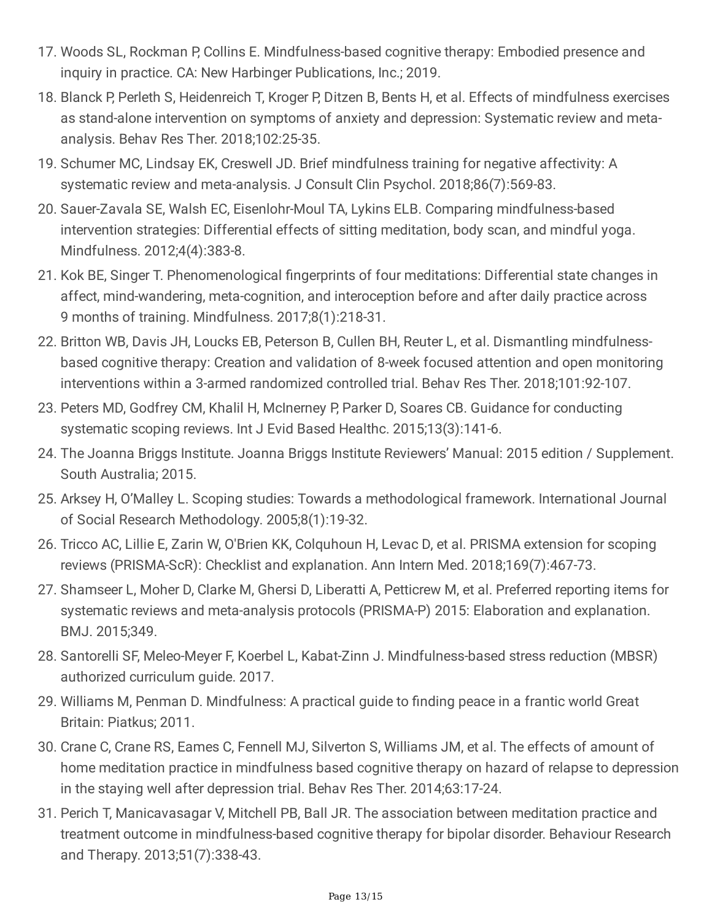17. Woods SL, Rockman P, Collins E. Mindfulness-based cognitive therapy: Embodied presence and inquiry in practice. CA: New Harbinger Publications, Inc.; 2019.
18. Blanck P, Perleth S, Heidenreich T, Kroger P, Ditzen B, Bents H, et al. Effects of mindfulness exercises as stand-alone intervention on symptoms of anxiety and depression: Systematic review and meta-analysis. Behav Res Ther. 2018;102:25-35.
19. Schumer MC, Lindsay EK, Creswell JD. Brief mindfulness training for negative affectivity: A systematic review and meta-analysis. J Consult Clin Psychol. 2018;86(7):569-83.
20. Sauer-Zavala SE, Walsh EC, Eisenlohr-Moul TA, Lykins ELB. Comparing mindfulness-based intervention strategies: Differential effects of sitting meditation, body scan, and mindful yoga. Mindfulness. 2012;4(4):383-8.
21. Kok BE, Singer T. Phenomenological fingerprints of four meditations: Differential state changes in affect, mind-wandering, meta-cognition, and interoception before and after daily practice across 9 months of training. Mindfulness. 2017;8(1):218-31.
22. Britton WB, Davis JH, Loucks EB, Peterson B, Cullen BH, Reuter L, et al. Dismantling mindfulness-based cognitive therapy: Creation and validation of 8-week focused attention and open monitoring interventions within a 3-armed randomized controlled trial. Behav Res Ther. 2018;101:92-107.
23. Peters MD, Godfrey CM, Khalil H, McInerney P, Parker D, Soares CB. Guidance for conducting systematic scoping reviews. Int J Evid Based Healthc. 2015;13(3):141-6.
24. The Joanna Briggs Institute. Joanna Briggs Institute Reviewers' Manual: 2015 edition / Supplement. South Australia; 2015.
25. Arksey H, O'Malley L. Scoping studies: Towards a methodological framework. International Journal of Social Research Methodology. 2005;8(1):19-32.
26. Tricco AC, Lillie E, Zarin W, O'Brien KK, Colquhoun H, Levac D, et al. PRISMA extension for scoping reviews (PRISMA-ScR): Checklist and explanation. Ann Intern Med. 2018;169(7):467-73.
27. Shamseer L, Moher D, Clarke M, Ghersi D, Liberatti A, Petticrew M, et al. Preferred reporting items for systematic reviews and meta-analysis protocols (PRISMA-P) 2015: Elaboration and explanation. BMJ. 2015;349.
28. Santorelli SF, Meleo-Meyer F, Koerbel L, Kabat-Zinn J. Mindfulness-based stress reduction (MBSR) authorized curriculum guide. 2017.
29. Williams M, Penman D. Mindfulness: A practical guide to finding peace in a frantic world Great Britain: Piatkus; 2011.
30. Crane C, Crane RS, Eames C, Fennell MJ, Silverton S, Williams JM, et al. The effects of amount of home meditation practice in mindfulness based cognitive therapy on hazard of relapse to depression in the staying well after depression trial. Behav Res Ther. 2014;63:17-24.
31. Perich T, Manicavasagar V, Mitchell PB, Ball JR. The association between meditation practice and treatment outcome in mindfulness-based cognitive therapy for bipolar disorder. Behaviour Research and Therapy. 2013;51(7):338-43.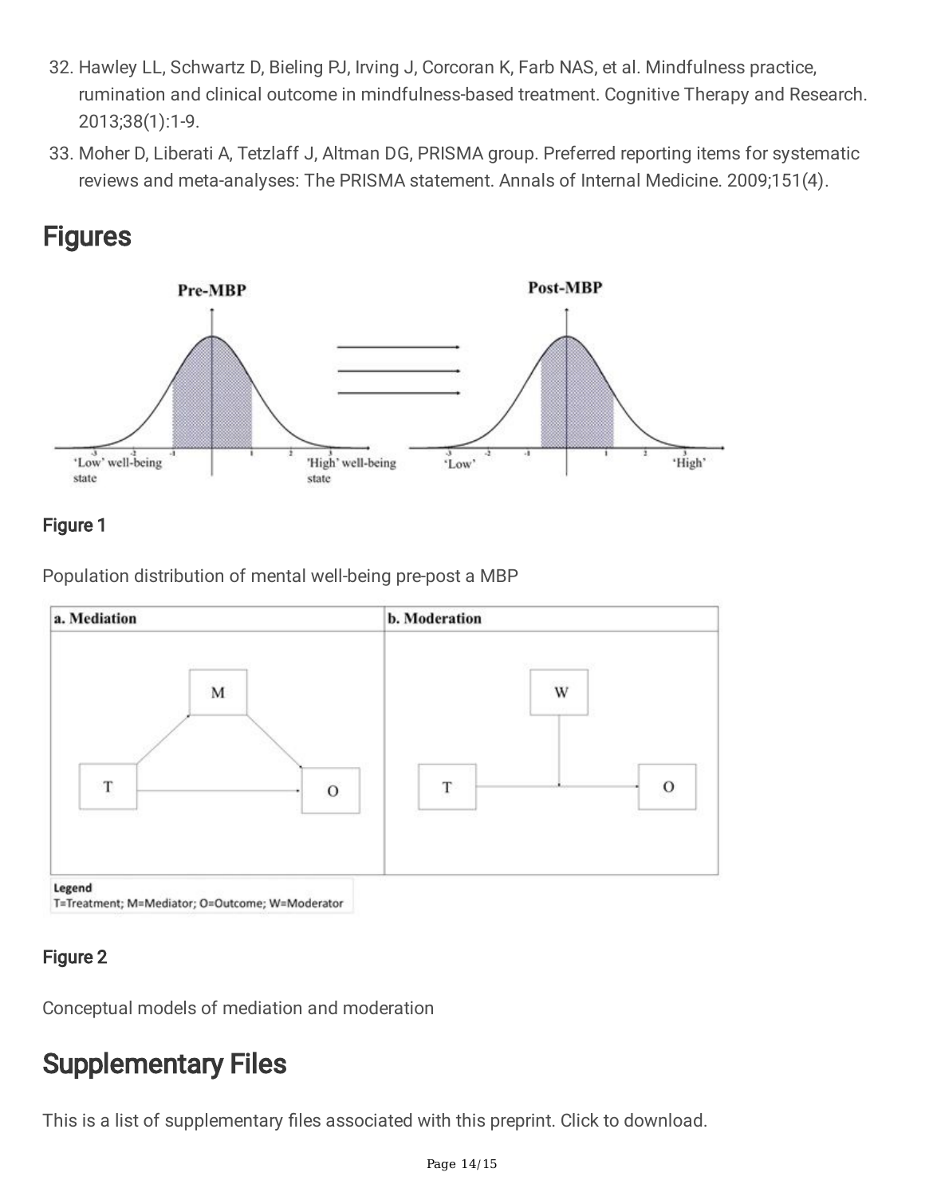32. Hawley LL, Schwartz D, Bieling PJ, Irving J, Corcoran K, Farb NAS, et al. Mindfulness practice, rumination and clinical outcome in mindfulness-based treatment. Cognitive Therapy and Research. 2013;38(1):1-9.
33. Moher D, Liberati A, Tetzlaff J, Altman DG, PRISMA group. Preferred reporting items for systematic reviews and meta-analyses: The PRISMA statement. Annals of Internal Medicine. 2009;151(4).

# Figures

**Figure 1**

Population distribution of mental well-being pre-post a MBP

**Figure 2**

Conceptual models of mediation and moderation

# Supplementary Files

This is a list of supplementary files associated with this preprint. Click to download.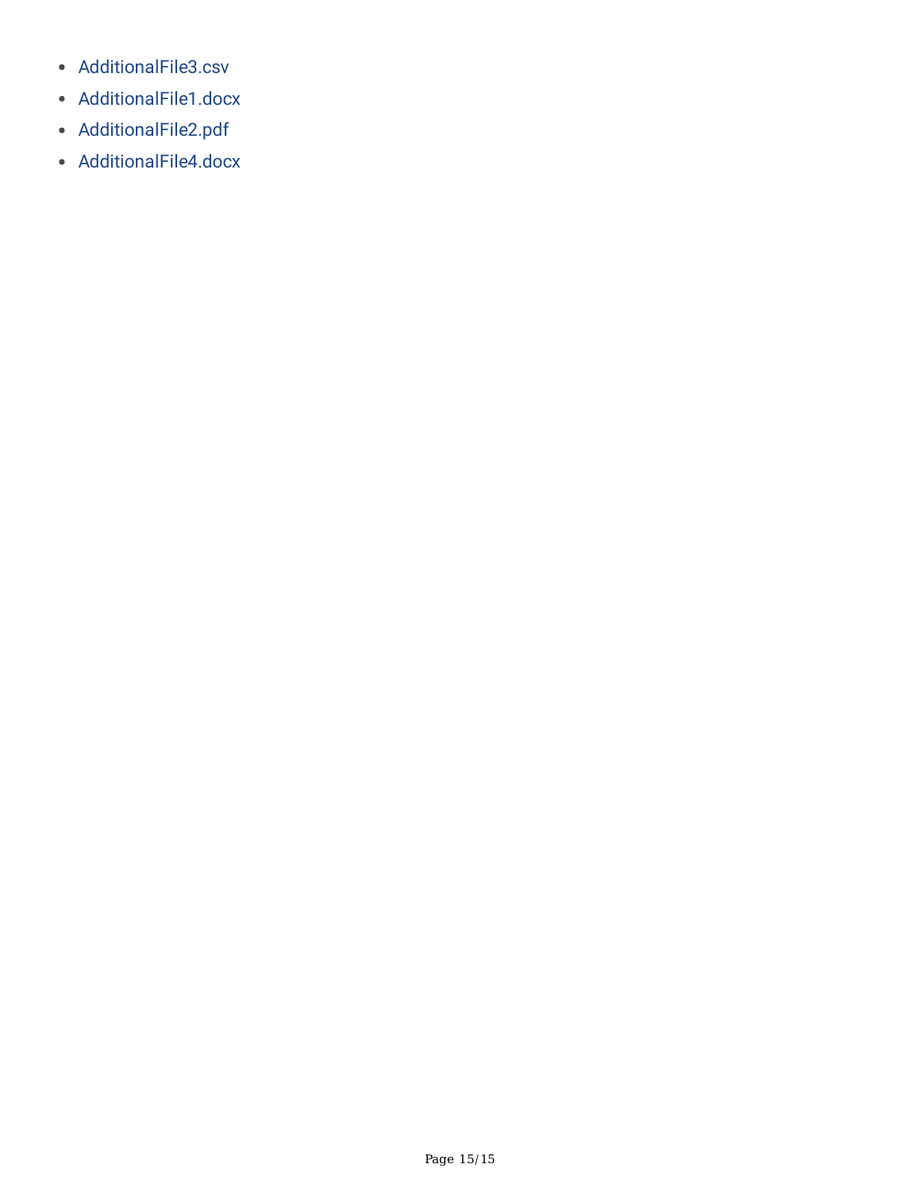- AdditionalFile3.csv
- AdditionalFile1.docx
- AdditionalFile2.pdf
- AdditionalFile4.docx